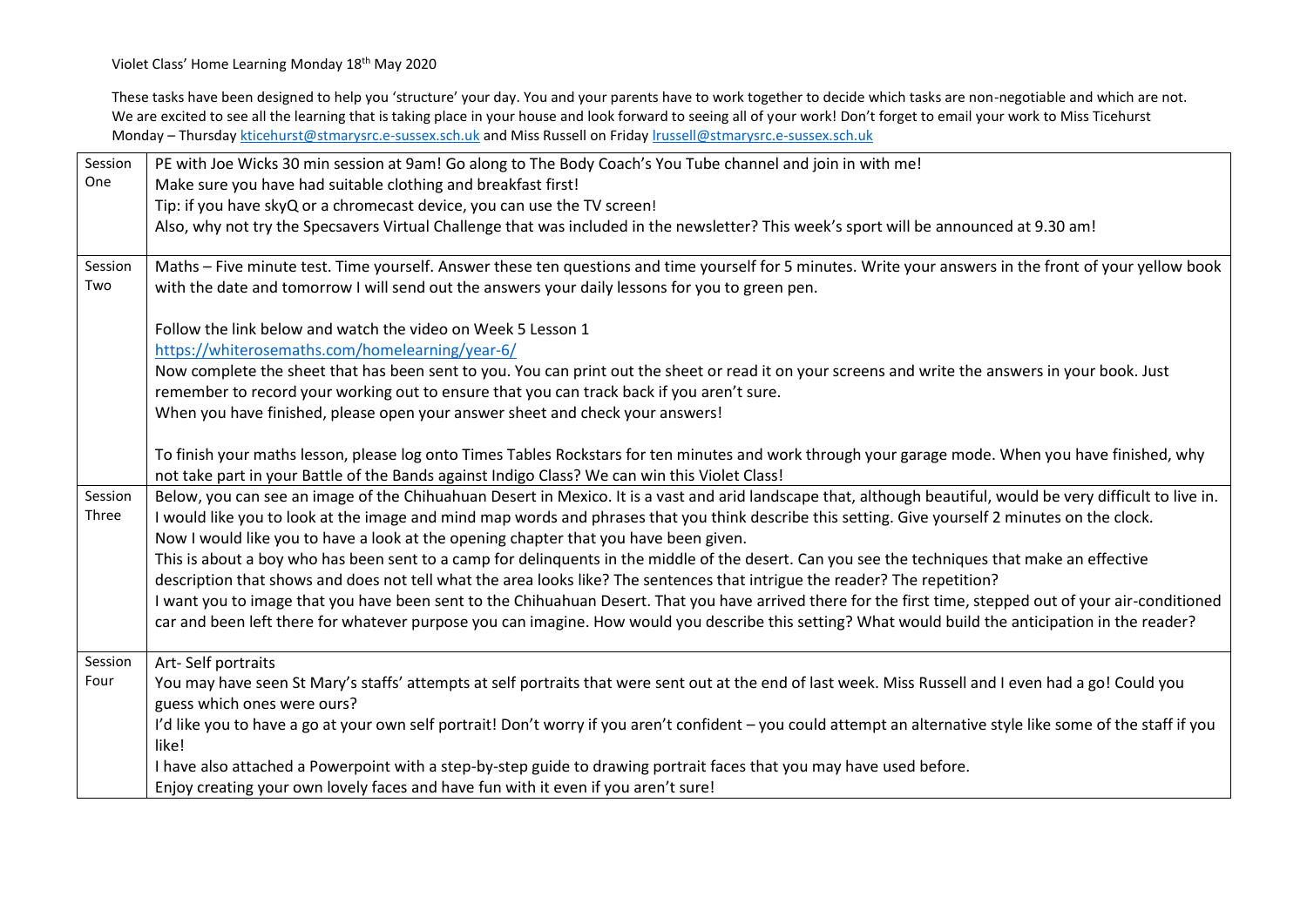Violet Class' Home Learning Monday 18th May 2020

These tasks have been designed to help you 'structure' your day. You and your parents have to work together to decide which tasks are non-negotiable and which are not. We are excited to see all the learning that is taking place in your house and look forward to seeing all of your work! Don't forget to email your work to Miss Ticehurst Monday – Thursday kticehurst@stmarysrc.e-sussex.sch.uk and Miss Russell on Friday lrussell@stmarysrc.e-sussex.sch.uk

| | |
|---|---|
| Session One | PE with Joe Wicks 30 min session at 9am! Go along to The Body Coach's You Tube channel and join in with me!<br>Make sure you have had suitable clothing and breakfast first!<br>Tip: if you have skyQ or a chromecast device, you can use the TV screen!<br>Also, why not try the Specsavers Virtual Challenge that was included in the newsletter? This week's sport will be announced at 9.30 am! |
| Session Two | Maths – Five minute test. Time yourself. Answer these ten questions and time yourself for 5 minutes. Write your answers in the front of your yellow book with the date and tomorrow I will send out the answers your daily lessons for you to green pen.<br><br>Follow the link below and watch the video on Week 5 Lesson 1<br>https://whiterosemaths.com/homelearning/year-6/<br>Now complete the sheet that has been sent to you. You can print out the sheet or read it on your screens and write the answers in your book. Just remember to record your working out to ensure that you can track back if you aren't sure.<br>When you have finished, please open your answer sheet and check your answers!<br><br>To finish your maths lesson, please log onto Times Tables Rockstars for ten minutes and work through your garage mode. When you have finished, why not take part in your Battle of the Bands against Indigo Class? We can win this Violet Class! |
| Session Three | Below, you can see an image of the Chihuahuan Desert in Mexico. It is a vast and arid landscape that, although beautiful, would be very difficult to live in.<br>I would like you to look at the image and mind map words and phrases that you think describe this setting. Give yourself 2 minutes on the clock.<br>Now I would like you to have a look at the opening chapter that you have been given.<br>This is about a boy who has been sent to a camp for delinquents in the middle of the desert. Can you see the techniques that make an effective description that shows and does not tell what the area looks like? The sentences that intrigue the reader? The repetition?<br>I want you to image that you have been sent to the Chihuahuan Desert. That you have arrived there for the first time, stepped out of your air-conditioned car and been left there for whatever purpose you can imagine. How would you describe this setting? What would build the anticipation in the reader? |
| Session Four | Art- Self portraits<br>You may have seen St Mary's staffs' attempts at self portraits that were sent out at the end of last week. Miss Russell and I even had a go! Could you guess which ones were ours?<br>I'd like you to have a go at your own self portrait! Don't worry if you aren't confident – you could attempt an alternative style like some of the staff if you like!<br>I have also attached a Powerpoint with a step-by-step guide to drawing portrait faces that you may have used before.<br>Enjoy creating your own lovely faces and have fun with it even if you aren't sure! |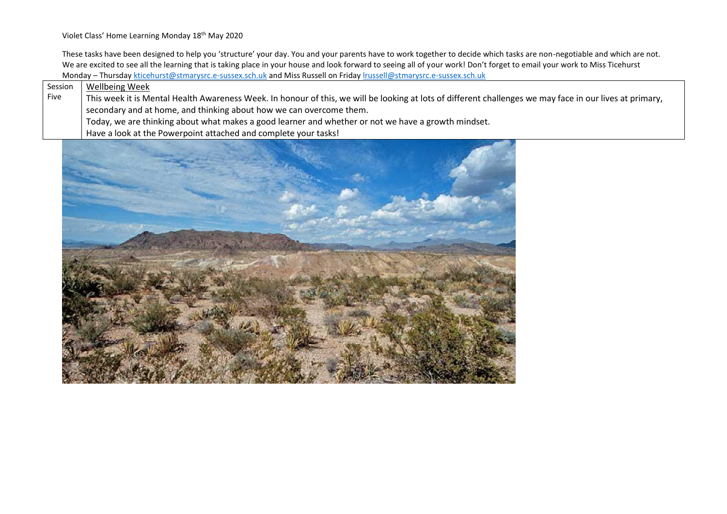Violet Class' Home Learning Monday 18th May 2020

These tasks have been designed to help you 'structure' your day. You and your parents have to work together to decide which tasks are non-negotiable and which are not. We are excited to see all the learning that is taking place in your house and look forward to seeing all of your work! Don't forget to email your work to Miss Ticehurst Monday – Thursday kticehurst@stmarysrc.e-sussex.sch.uk and Miss Russell on Friday lrussell@stmarysrc.e-sussex.sch.uk

| | |
|---|---|
| Session Five | Wellbeing Week<br>This week it is Mental Health Awareness Week. In honour of this, we will be looking at lots of different challenges we may face in our lives at primary, secondary and at home, and thinking about how we can overcome them.<br>Today, we are thinking about what makes a good learner and whether or not we have a growth mindset.<br>Have a look at the Powerpoint attached and complete your tasks! |